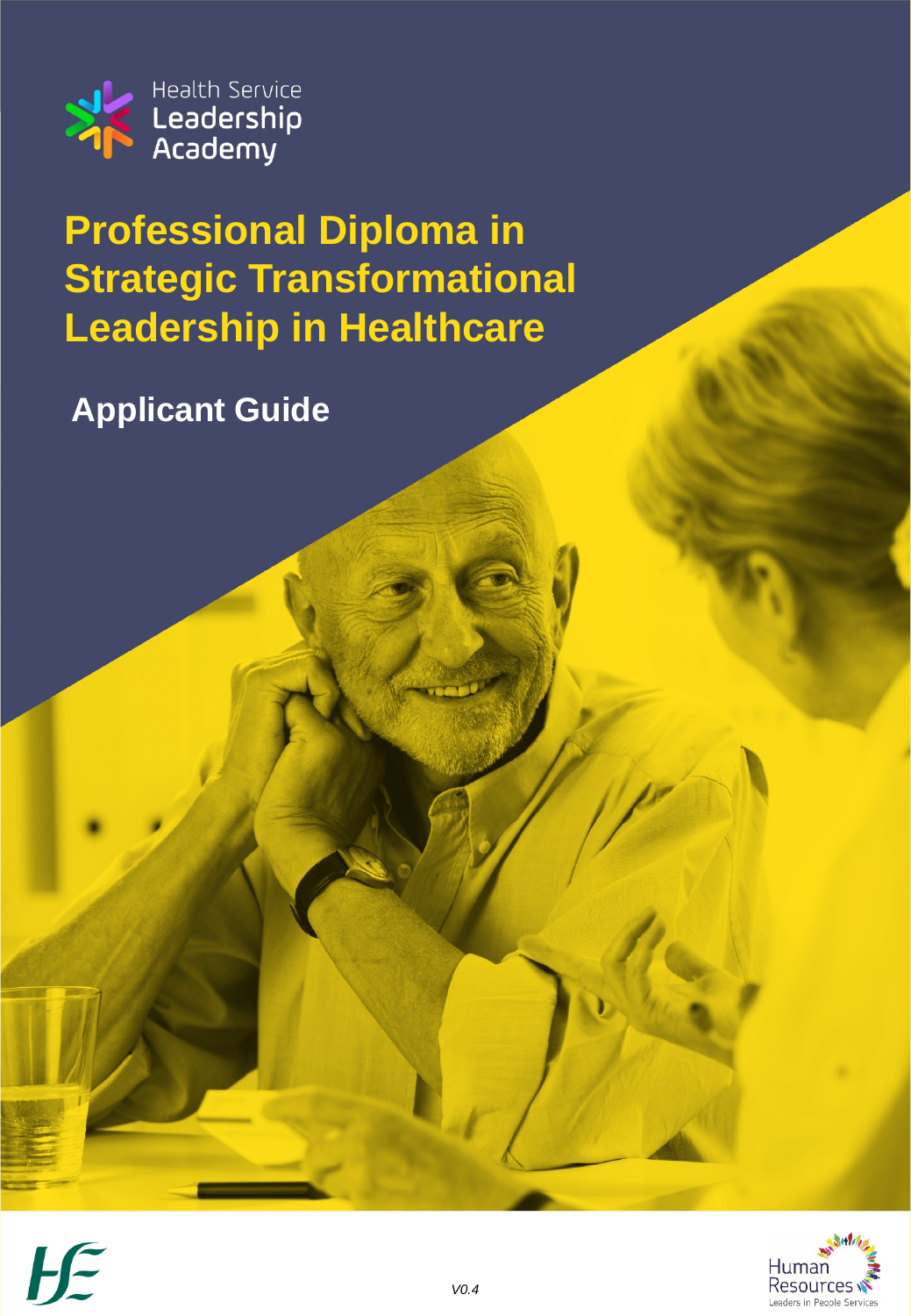Health Service Leadership Academy

# Professional Diploma in Strategic Transformational Leadership in Healthcare

## Applicant Guide

*V0.4*

Human Resources
Leaders in People Services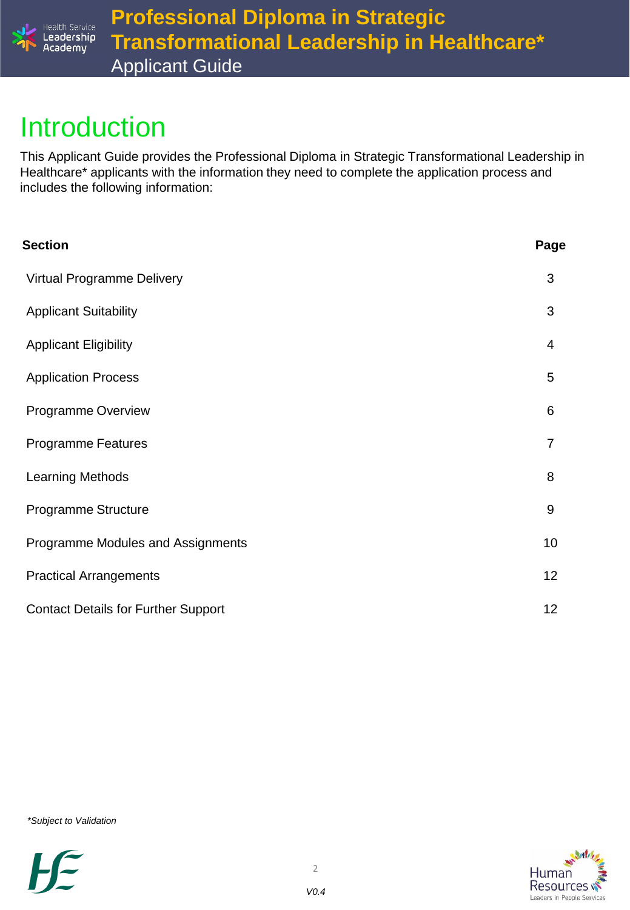# Introduction

This Applicant Guide provides the Professional Diploma in Strategic Transformational Leadership in Healthcare* applicants with the information they need to complete the application process and includes the following information:

| Section | Page |
|---|---|
| Virtual Programme Delivery | 3 |
| Applicant Suitability | 3 |
| Applicant Eligibility | 4 |
| Application Process | 5 |
| Programme Overview | 6 |
| Programme Features | 7 |
| Learning Methods | 8 |
| Programme Structure | 9 |
| Programme Modules and Assignments | 10 |
| Practical Arrangements | 12 |
| Contact Details for Further Support | 12 |

*\*Subject to Validation*

*V0.4*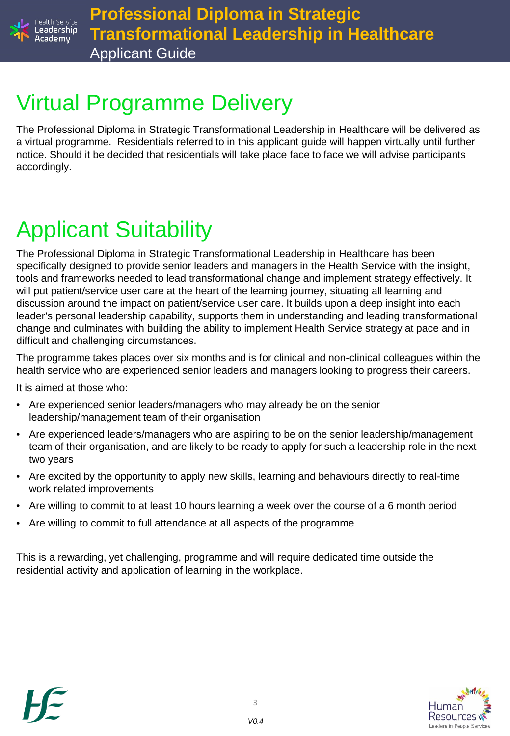# Virtual Programme Delivery

The Professional Diploma in Strategic Transformational Leadership in Healthcare will be delivered as a virtual programme. Residentials referred to in this applicant guide will happen virtually until further notice. Should it be decided that residentials will take place face to face we will advise participants accordingly.

# Applicant Suitability

The Professional Diploma in Strategic Transformational Leadership in Healthcare has been specifically designed to provide senior leaders and managers in the Health Service with the insight, tools and frameworks needed to lead transformational change and implement strategy effectively. It will put patient/service user care at the heart of the learning journey, situating all learning and discussion around the impact on patient/service user care. It builds upon a deep insight into each leader's personal leadership capability, supports them in understanding and leading transformational change and culminates with building the ability to implement Health Service strategy at pace and in difficult and challenging circumstances.

The programme takes places over six months and is for clinical and non-clinical colleagues within the health service who are experienced senior leaders and managers looking to progress their careers.

It is aimed at those who:

- Are experienced senior leaders/managers who may already be on the senior leadership/management team of their organisation
- Are experienced leaders/managers who are aspiring to be on the senior leadership/management team of their organisation, and are likely to be ready to apply for such a leadership role in the next two years
- Are excited by the opportunity to apply new skills, learning and behaviours directly to real-time work related improvements
- Are willing to commit to at least 10 hours learning a week over the course of a 6 month period
- Are willing to commit to full attendance at all aspects of the programme

This is a rewarding, yet challenging, programme and will require dedicated time outside the residential activity and application of learning in the workplace.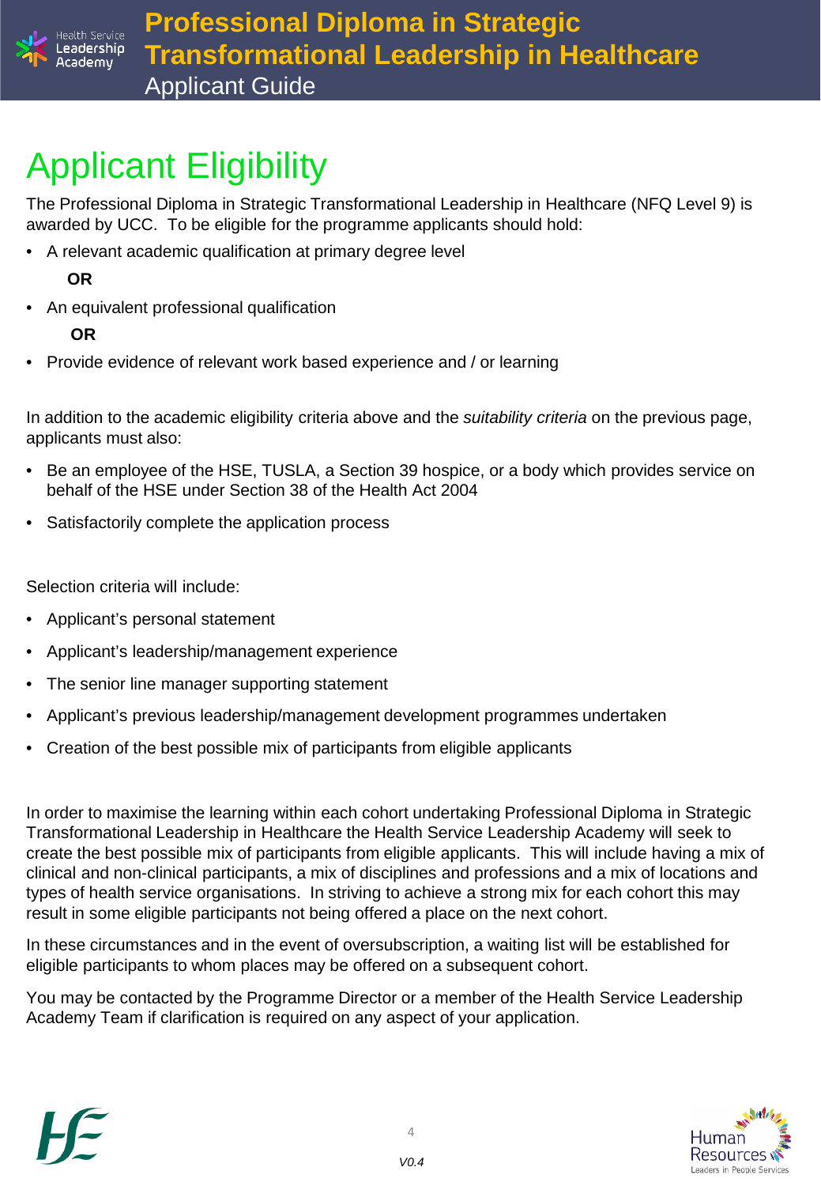# Applicant Eligibility

The Professional Diploma in Strategic Transformational Leadership in Healthcare (NFQ Level 9) is awarded by UCC. To be eligible for the programme applicants should hold:

- A relevant academic qualification at primary degree level

  **OR**

- An equivalent professional qualification

  **OR**

- Provide evidence of relevant work based experience and / or learning

In addition to the academic eligibility criteria above and the *suitability criteria* on the previous page, applicants must also:

- Be an employee of the HSE, TUSLA, a Section 39 hospice, or a body which provides service on behalf of the HSE under Section 38 of the Health Act 2004
- Satisfactorily complete the application process

Selection criteria will include:

- Applicant's personal statement
- Applicant's leadership/management experience
- The senior line manager supporting statement
- Applicant's previous leadership/management development programmes undertaken
- Creation of the best possible mix of participants from eligible applicants

In order to maximise the learning within each cohort undertaking Professional Diploma in Strategic Transformational Leadership in Healthcare the Health Service Leadership Academy will seek to create the best possible mix of participants from eligible applicants. This will include having a mix of clinical and non-clinical participants, a mix of disciplines and professions and a mix of locations and types of health service organisations. In striving to achieve a strong mix for each cohort this may result in some eligible participants not being offered a place on the next cohort.

In these circumstances and in the event of oversubscription, a waiting list will be established for eligible participants to whom places may be offered on a subsequent cohort.

You may be contacted by the Programme Director or a member of the Health Service Leadership Academy Team if clarification is required on any aspect of your application.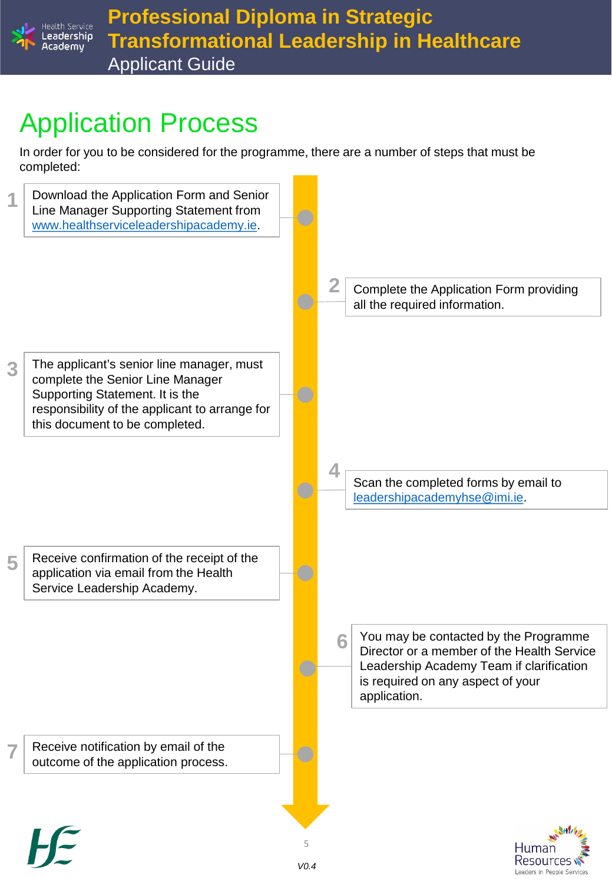# Application Process

In order for you to be considered for the programme, there are a number of steps that must be completed:

1. Download the Application Form and Senior Line Manager Supporting Statement from [www.healthserviceleadershipacademy.ie](http://www.healthserviceleadershipacademy.ie).
2. Complete the Application Form providing all the required information.
3. The applicant's senior line manager, must complete the Senior Line Manager Supporting Statement. It is the responsibility of the applicant to arrange for this document to be completed.
4. Scan the completed forms by email to [leadershipacademyhse@imi.ie](mailto:leadershipacademyhse@imi.ie).
5. Receive confirmation of the receipt of the application via email from the Health Service Leadership Academy.
6. You may be contacted by the Programme Director or a member of the Health Service Leadership Academy Team if clarification is required on any aspect of your application.
7. Receive notification by email of the outcome of the application process.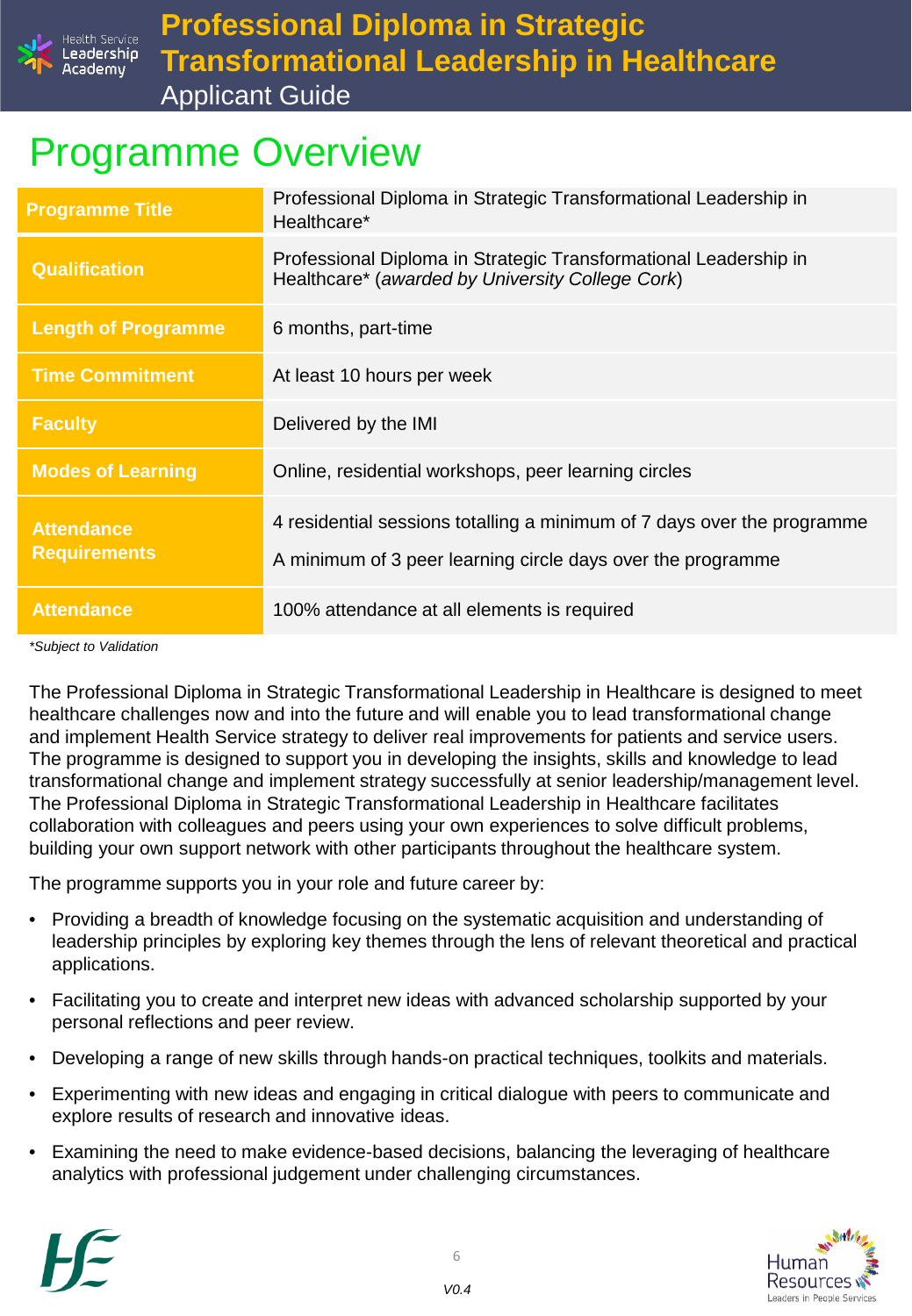# Programme Overview

| | |
|---|---|
| **Programme Title** | Professional Diploma in Strategic Transformational Leadership in Healthcare* |
| **Qualification** | Professional Diploma in Strategic Transformational Leadership in Healthcare* (*awarded by University College Cork*) |
| **Length of Programme** | 6 months, part-time |
| **Time Commitment** | At least 10 hours per week |
| **Faculty** | Delivered by the IMI |
| **Modes of Learning** | Online, residential workshops, peer learning circles |
| **Attendance Requirements** | 4 residential sessions totalling a minimum of 7 days over the programme<br>A minimum of 3 peer learning circle days over the programme |
| **Attendance** | 100% attendance at all elements is required |

*\*Subject to Validation*

The Professional Diploma in Strategic Transformational Leadership in Healthcare is designed to meet healthcare challenges now and into the future and will enable you to lead transformational change and implement Health Service strategy to deliver real improvements for patients and service users. The programme is designed to support you in developing the insights, skills and knowledge to lead transformational change and implement strategy successfully at senior leadership/management level. The Professional Diploma in Strategic Transformational Leadership in Healthcare facilitates collaboration with colleagues and peers using your own experiences to solve difficult problems, building your own support network with other participants throughout the healthcare system.

The programme supports you in your role and future career by:

- Providing a breadth of knowledge focusing on the systematic acquisition and understanding of leadership principles by exploring key themes through the lens of relevant theoretical and practical applications.
- Facilitating you to create and interpret new ideas with advanced scholarship supported by your personal reflections and peer review.
- Developing a range of new skills through hands-on practical techniques, toolkits and materials.
- Experimenting with new ideas and engaging in critical dialogue with peers to communicate and explore results of research and innovative ideas.
- Examining the need to make evidence-based decisions, balancing the leveraging of healthcare analytics with professional judgement under challenging circumstances.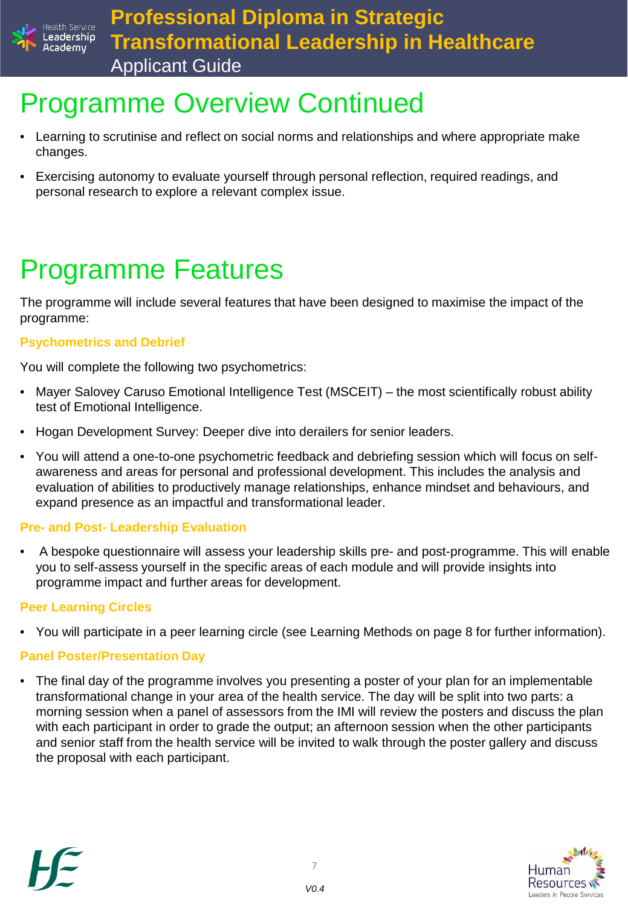# Programme Overview Continued

- Learning to scrutinise and reflect on social norms and relationships and where appropriate make changes.
- Exercising autonomy to evaluate yourself through personal reflection, required readings, and personal research to explore a relevant complex issue.

# Programme Features

The programme will include several features that have been designed to maximise the impact of the programme:

### Psychometrics and Debrief

You will complete the following two psychometrics:

- Mayer Salovey Caruso Emotional Intelligence Test (MSCEIT) – the most scientifically robust ability test of Emotional Intelligence.
- Hogan Development Survey: Deeper dive into derailers for senior leaders.
- You will attend a one-to-one psychometric feedback and debriefing session which will focus on self-awareness and areas for personal and professional development. This includes the analysis and evaluation of abilities to productively manage relationships, enhance mindset and behaviours, and expand presence as an impactful and transformational leader.

### Pre- and Post- Leadership Evaluation

- A bespoke questionnaire will assess your leadership skills pre- and post-programme. This will enable you to self-assess yourself in the specific areas of each module and will provide insights into programme impact and further areas for development.

### Peer Learning Circles

- You will participate in a peer learning circle (see Learning Methods on page 8 for further information).

### Panel Poster/Presentation Day

- The final day of the programme involves you presenting a poster of your plan for an implementable transformational change in your area of the health service. The day will be split into two parts: a morning session when a panel of assessors from the IMI will review the posters and discuss the plan with each participant in order to grade the output; an afternoon session when the other participants and senior staff from the health service will be invited to walk through the poster gallery and discuss the proposal with each participant.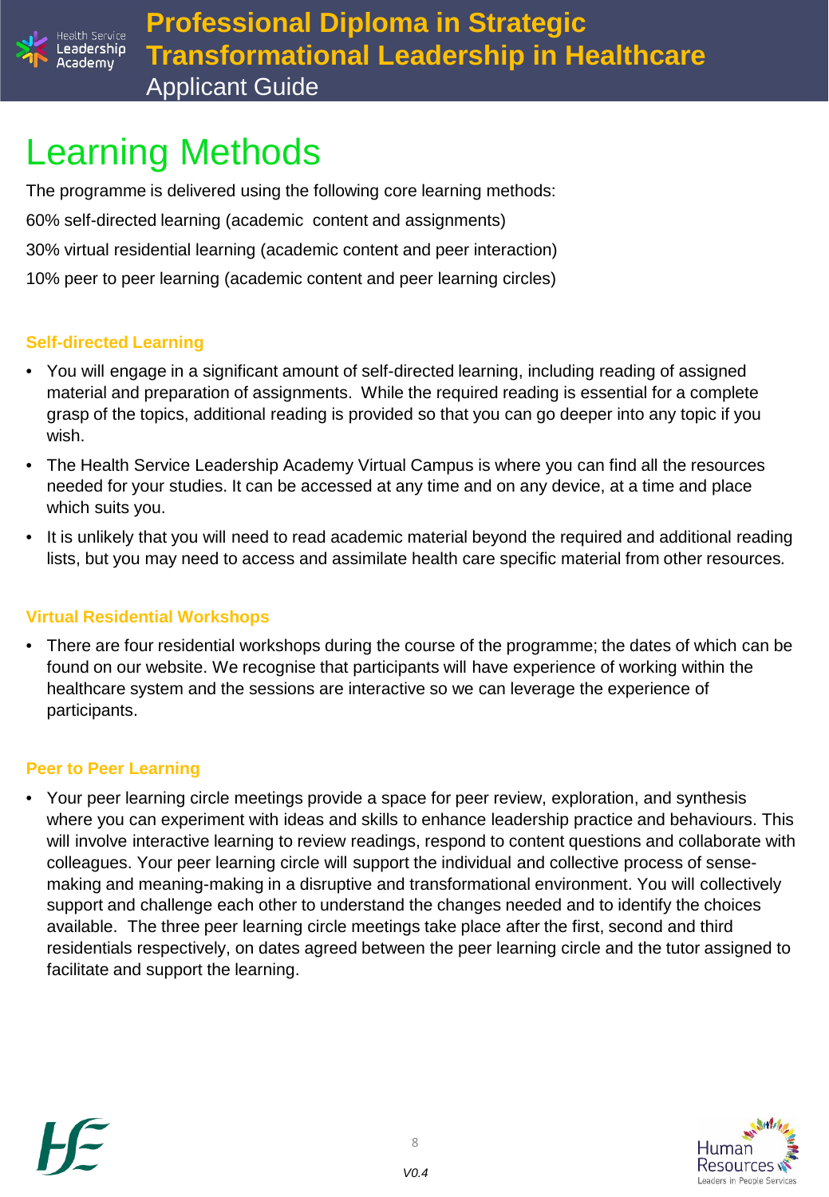# Learning Methods

The programme is delivered using the following core learning methods:

60% self-directed learning (academic content and assignments)

30% virtual residential learning (academic content and peer interaction)

10% peer to peer learning (academic content and peer learning circles)

### Self-directed Learning

- You will engage in a significant amount of self-directed learning, including reading of assigned material and preparation of assignments. While the required reading is essential for a complete grasp of the topics, additional reading is provided so that you can go deeper into any topic if you wish.
- The Health Service Leadership Academy Virtual Campus is where you can find all the resources needed for your studies. It can be accessed at any time and on any device, at a time and place which suits you.
- It is unlikely that you will need to read academic material beyond the required and additional reading lists, but you may need to access and assimilate health care specific material from other resources.

### Virtual Residential Workshops

- There are four residential workshops during the course of the programme; the dates of which can be found on our website. We recognise that participants will have experience of working within the healthcare system and the sessions are interactive so we can leverage the experience of participants.

### Peer to Peer Learning

- Your peer learning circle meetings provide a space for peer review, exploration, and synthesis where you can experiment with ideas and skills to enhance leadership practice and behaviours. This will involve interactive learning to review readings, respond to content questions and collaborate with colleagues. Your peer learning circle will support the individual and collective process of sense-making and meaning-making in a disruptive and transformational environment. You will collectively support and challenge each other to understand the changes needed and to identify the choices available. The three peer learning circle meetings take place after the first, second and third residentials respectively, on dates agreed between the peer learning circle and the tutor assigned to facilitate and support the learning.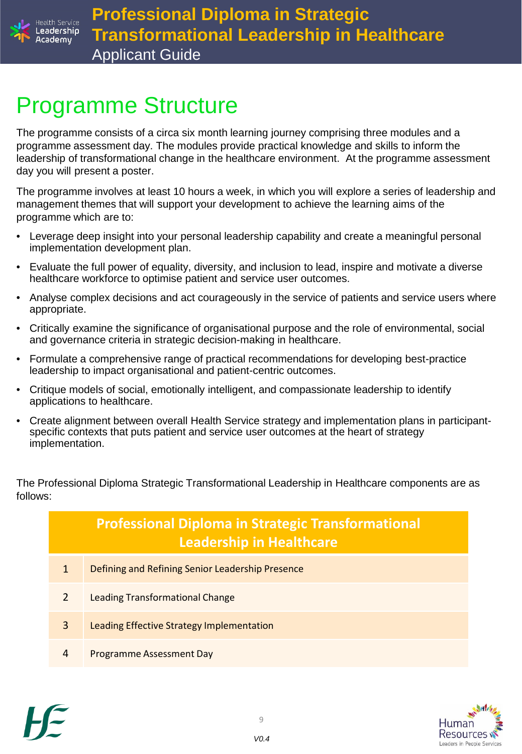# Programme Structure

The programme consists of a circa six month learning journey comprising three modules and a programme assessment day. The modules provide practical knowledge and skills to inform the leadership of transformational change in the healthcare environment. At the programme assessment day you will present a poster.

The programme involves at least 10 hours a week, in which you will explore a series of leadership and management themes that will support your development to achieve the learning aims of the programme which are to:

- Leverage deep insight into your personal leadership capability and create a meaningful personal implementation development plan.
- Evaluate the full power of equality, diversity, and inclusion to lead, inspire and motivate a diverse healthcare workforce to optimise patient and service user outcomes.
- Analyse complex decisions and act courageously in the service of patients and service users where appropriate.
- Critically examine the significance of organisational purpose and the role of environmental, social and governance criteria in strategic decision-making in healthcare.
- Formulate a comprehensive range of practical recommendations for developing best-practice leadership to impact organisational and patient-centric outcomes.
- Critique models of social, emotionally intelligent, and compassionate leadership to identify applications to healthcare.
- Create alignment between overall Health Service strategy and implementation plans in participant-specific contexts that puts patient and service user outcomes at the heart of strategy implementation.

The Professional Diploma Strategic Transformational Leadership in Healthcare components are as follows:

| Professional Diploma in Strategic Transformational Leadership in Healthcare | |
|---|---|
| 1 | Defining and Refining Senior Leadership Presence |
| 2 | Leading Transformational Change |
| 3 | Leading Effective Strategy Implementation |
| 4 | Programme Assessment Day |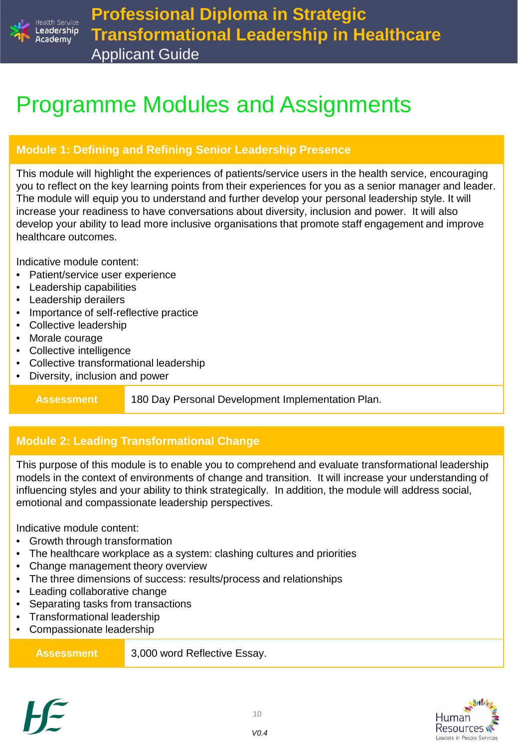# Programme Modules and Assignments

## Module 1: Defining and Refining Senior Leadership Presence

This module will highlight the experiences of patients/service users in the health service, encouraging you to reflect on the key learning points from their experiences for you as a senior manager and leader. The module will equip you to understand and further develop your personal leadership style. It will increase your readiness to have conversations about diversity, inclusion and power. It will also develop your ability to lead more inclusive organisations that promote staff engagement and improve healthcare outcomes.

Indicative module content:

- Patient/service user experience
- Leadership capabilities
- Leadership derailers
- Importance of self-reflective practice
- Collective leadership
- Morale courage
- Collective intelligence
- Collective transformational leadership
- Diversity, inclusion and power

| **Assessment** | 180 Day Personal Development Implementation Plan. |
|---|---|

## Module 2: Leading Transformational Change

This purpose of this module is to enable you to comprehend and evaluate transformational leadership models in the context of environments of change and transition. It will increase your understanding of influencing styles and your ability to think strategically. In addition, the module will address social, emotional and compassionate leadership perspectives.

Indicative module content:

- Growth through transformation
- The healthcare workplace as a system: clashing cultures and priorities
- Change management theory overview
- The three dimensions of success: results/process and relationships
- Leading collaborative change
- Separating tasks from transactions
- Transformational leadership
- Compassionate leadership

| **Assessment** | 3,000 word Reflective Essay. |
|---|---|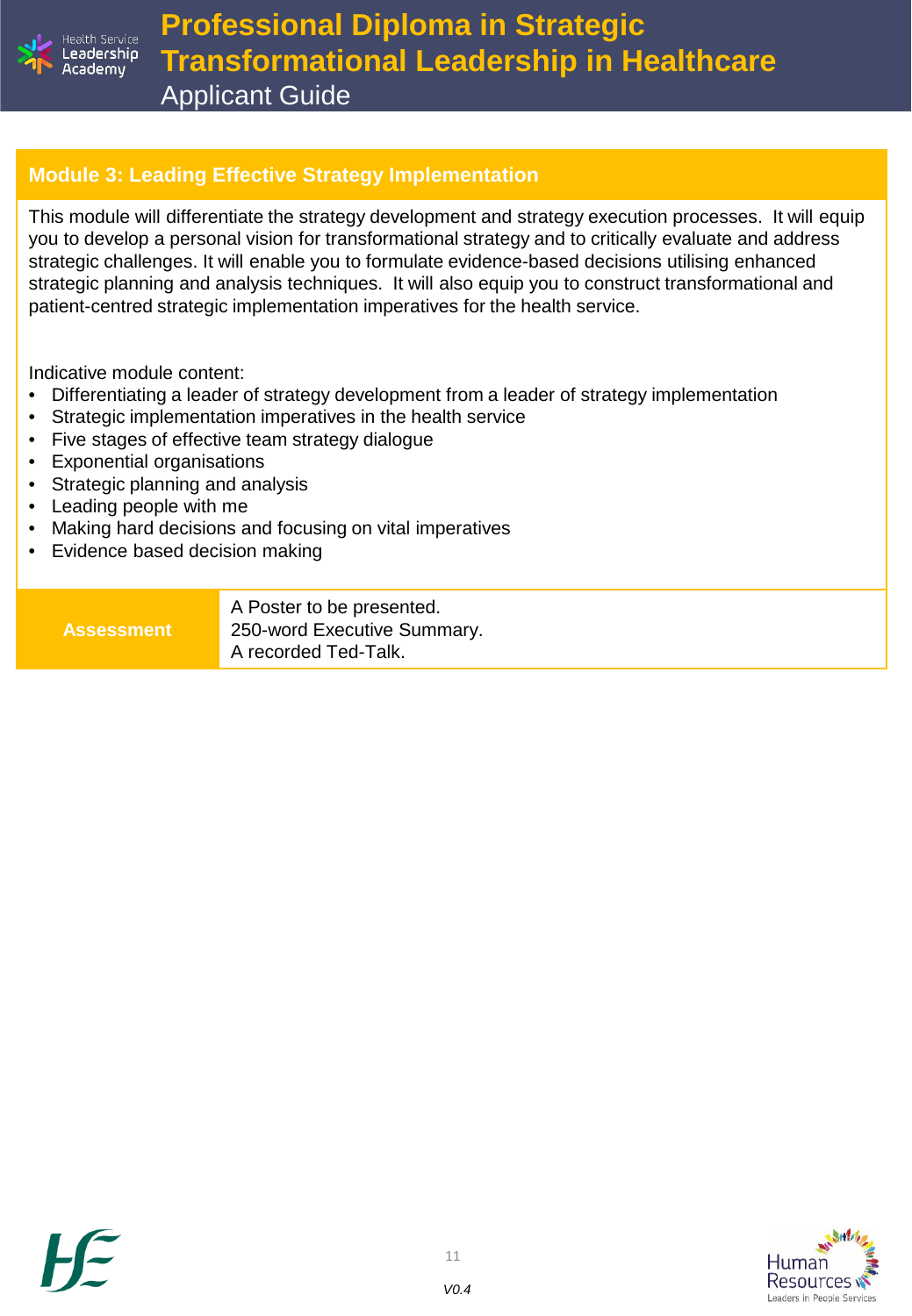## Module 3: Leading Effective Strategy Implementation

This module will differentiate the strategy development and strategy execution processes. It will equip you to develop a personal vision for transformational strategy and to critically evaluate and address strategic challenges. It will enable you to formulate evidence-based decisions utilising enhanced strategic planning and analysis techniques. It will also equip you to construct transformational and patient-centred strategic implementation imperatives for the health service.

Indicative module content:

- Differentiating a leader of strategy development from a leader of strategy implementation
- Strategic implementation imperatives in the health service
- Five stages of effective team strategy dialogue
- Exponential organisations
- Strategic planning and analysis
- Leading people with me
- Making hard decisions and focusing on vital imperatives
- Evidence based decision making

| **Assessment** | A Poster to be presented.<br>250-word Executive Summary.<br>A recorded Ted-Talk. |
|---|---|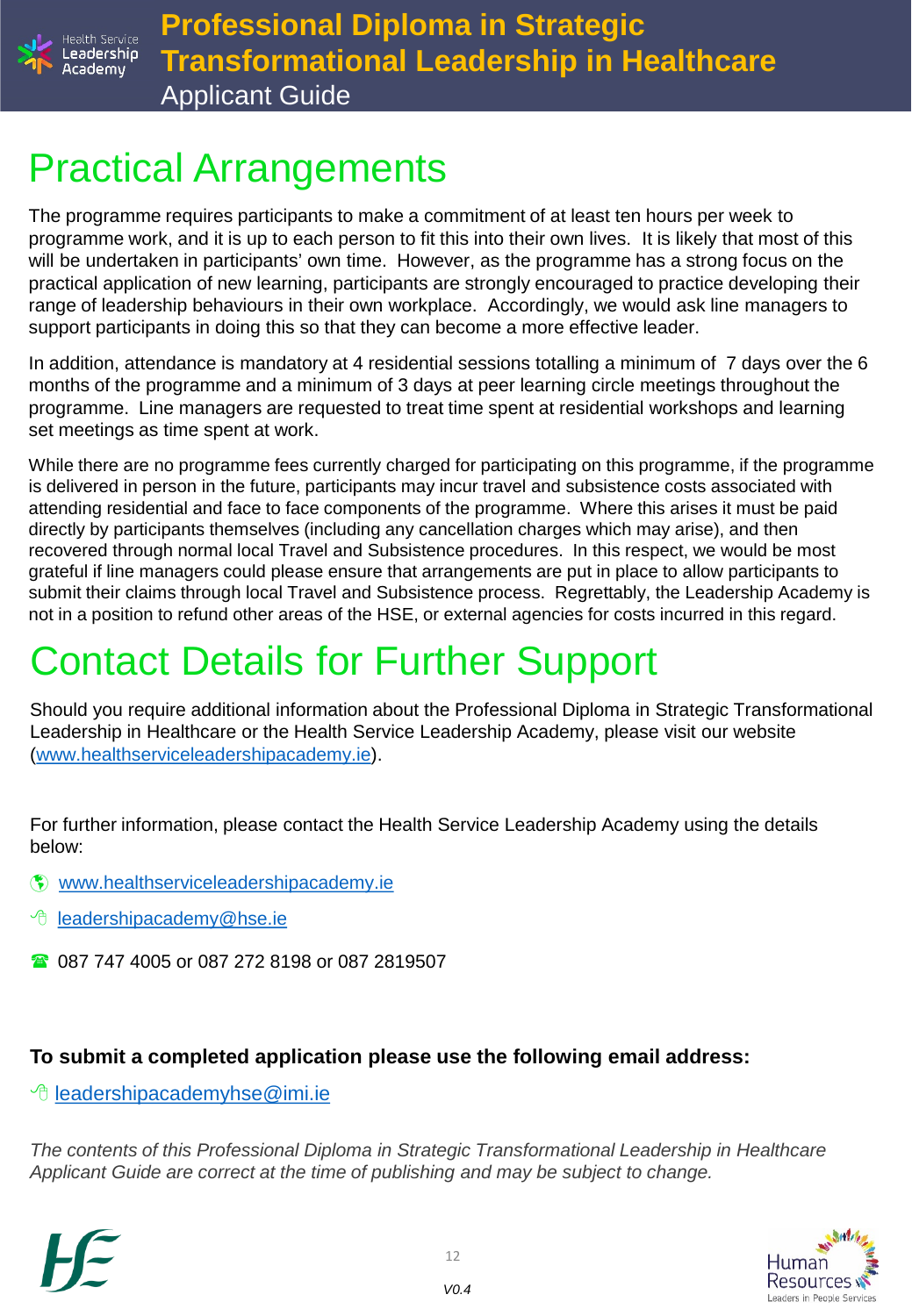# Practical Arrangements

The programme requires participants to make a commitment of at least ten hours per week to programme work, and it is up to each person to fit this into their own lives. It is likely that most of this will be undertaken in participants' own time. However, as the programme has a strong focus on the practical application of new learning, participants are strongly encouraged to practice developing their range of leadership behaviours in their own workplace. Accordingly, we would ask line managers to support participants in doing this so that they can become a more effective leader.

In addition, attendance is mandatory at 4 residential sessions totalling a minimum of 7 days over the 6 months of the programme and a minimum of 3 days at peer learning circle meetings throughout the programme. Line managers are requested to treat time spent at residential workshops and learning set meetings as time spent at work.

While there are no programme fees currently charged for participating on this programme, if the programme is delivered in person in the future, participants may incur travel and subsistence costs associated with attending residential and face to face components of the programme. Where this arises it must be paid directly by participants themselves (including any cancellation charges which may arise), and then recovered through normal local Travel and Subsistence procedures. In this respect, we would be most grateful if line managers could please ensure that arrangements are put in place to allow participants to submit their claims through local Travel and Subsistence process. Regrettably, the Leadership Academy is not in a position to refund other areas of the HSE, or external agencies for costs incurred in this regard.

# Contact Details for Further Support

Should you require additional information about the Professional Diploma in Strategic Transformational Leadership in Healthcare or the Health Service Leadership Academy, please visit our website (www.healthserviceleadershipacademy.ie).

For further information, please contact the Health Service Leadership Academy using the details below:

- www.healthserviceleadershipacademy.ie
- leadershipacademy@hse.ie
- 087 747 4005 or 087 272 8198 or 087 2819507

**To submit a completed application please use the following email address:**

- leadershipacademyhse@imi.ie

*The contents of this Professional Diploma in Strategic Transformational Leadership in Healthcare Applicant Guide are correct at the time of publishing and may be subject to change.*